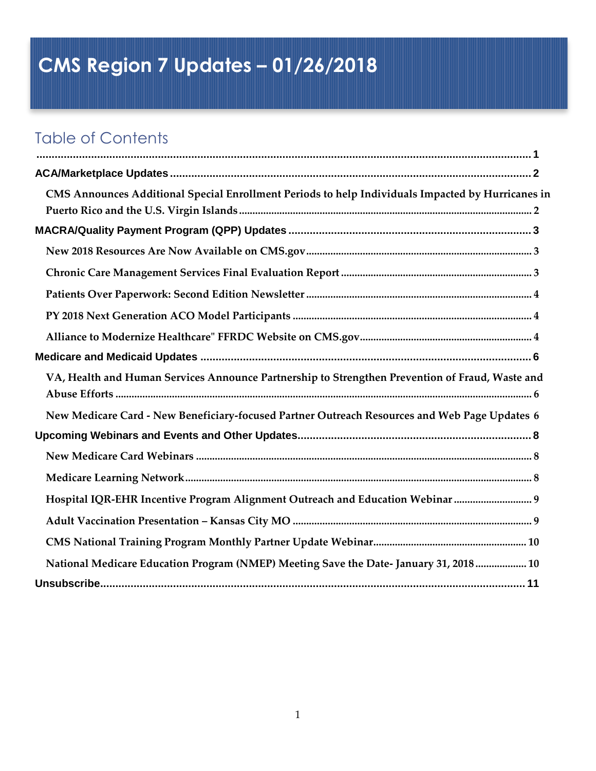# CMS Region 7 Updates – 01/26/2018

## Table of Contents

........................................................................................................................................................ 1

**ACA/Marketplace Updates** ........................................................................................................ 2

- CMS Announces Additional Special Enrollment Periods to help Individuals Impacted by Hurricanes in Puerto Rico and the U.S. Virgin Islands ........................................................ 2

**MACRA/Quality Payment Program (QPP) Updates** ................................................................. 3

- New 2018 Resources Are Now Available on CMS.gov ........................................................ 3
- Chronic Care Management Services Final Evaluation Report ............................................ 3
- Patients Over Paperwork: Second Edition Newsletter ........................................................ 4
- PY 2018 Next Generation ACO Model Participants ............................................................ 4
- Alliance to Modernize Healthcare" FFRDC Website on CMS.gov ........................................ 4

**Medicare and Medicaid Updates** ............................................................................................. 6

- VA, Health and Human Services Announce Partnership to Strengthen Prevention of Fraud, Waste and Abuse Efforts ........................................................................................................ 6
- New Medicare Card - New Beneficiary-focused Partner Outreach Resources and Web Page Updates 6

**Upcoming Webinars and Events and Other Updates** ............................................................... 8

- New Medicare Card Webinars ........................................................................................... 8
- Medicare Learning Network ............................................................................................... 8
- Hospital IQR-EHR Incentive Program Alignment Outreach and Education Webinar ............ 9
- Adult Vaccination Presentation – Kansas City MO ............................................................. 9
- CMS National Training Program Monthly Partner Update Webinar .................................... 10
- National Medicare Education Program (NMEP) Meeting Save the Date- January 31, 2018 ...... 10

**Unsubscribe** ........................................................................................................................... 11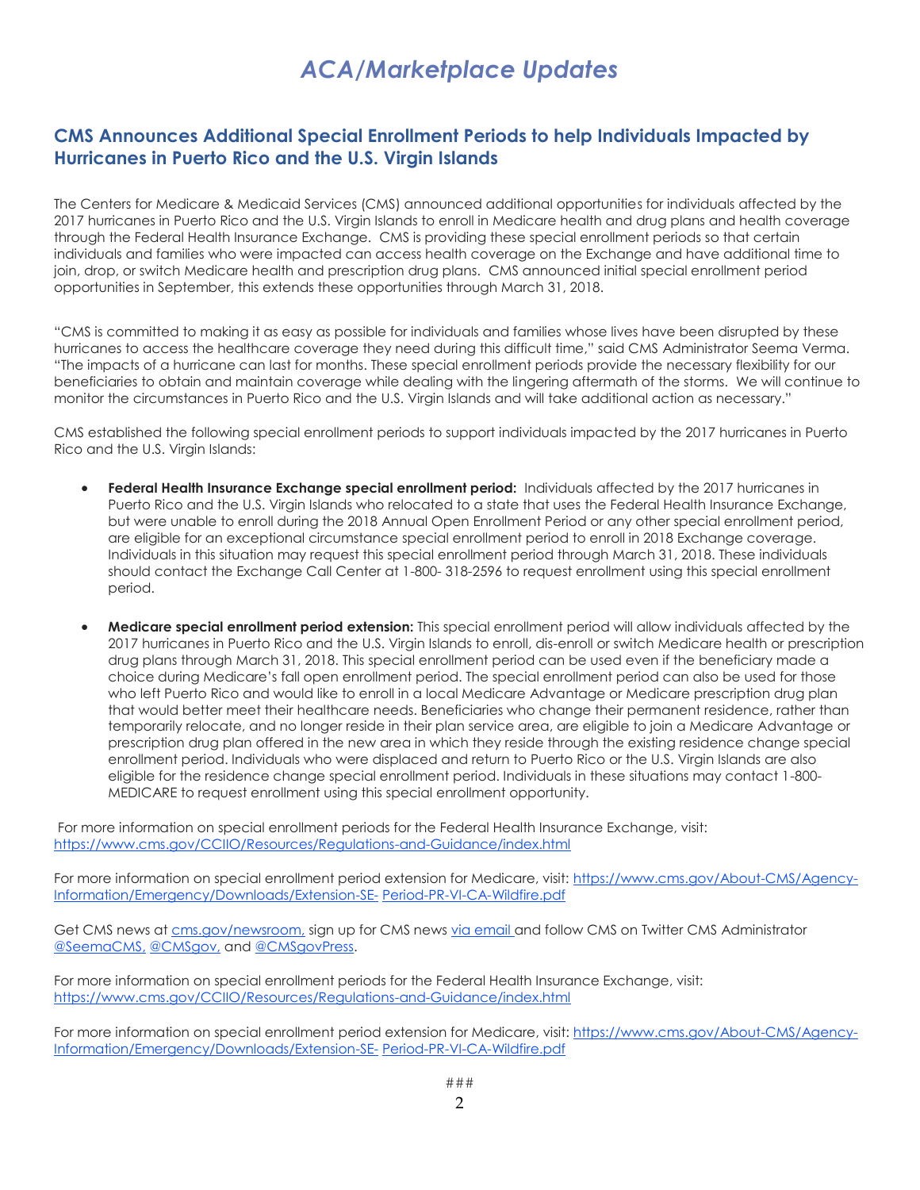# *ACA/Marketplace Updates*

## CMS Announces Additional Special Enrollment Periods to help Individuals Impacted by Hurricanes in Puerto Rico and the U.S. Virgin Islands

The Centers for Medicare & Medicaid Services (CMS) announced additional opportunities for individuals affected by the 2017 hurricanes in Puerto Rico and the U.S. Virgin Islands to enroll in Medicare health and drug plans and health coverage through the Federal Health Insurance Exchange. CMS is providing these special enrollment periods so that certain individuals and families who were impacted can access health coverage on the Exchange and have additional time to join, drop, or switch Medicare health and prescription drug plans. CMS announced initial special enrollment period opportunities in September, this extends these opportunities through March 31, 2018.

"CMS is committed to making it as easy as possible for individuals and families whose lives have been disrupted by these hurricanes to access the healthcare coverage they need during this difficult time," said CMS Administrator Seema Verma. "The impacts of a hurricane can last for months. These special enrollment periods provide the necessary flexibility for our beneficiaries to obtain and maintain coverage while dealing with the lingering aftermath of the storms. We will continue to monitor the circumstances in Puerto Rico and the U.S. Virgin Islands and will take additional action as necessary."

CMS established the following special enrollment periods to support individuals impacted by the 2017 hurricanes in Puerto Rico and the U.S. Virgin Islands:

- **Federal Health Insurance Exchange special enrollment period:** Individuals affected by the 2017 hurricanes in Puerto Rico and the U.S. Virgin Islands who relocated to a state that uses the Federal Health Insurance Exchange, but were unable to enroll during the 2018 Annual Open Enrollment Period or any other special enrollment period, are eligible for an exceptional circumstance special enrollment period to enroll in 2018 Exchange coverage. Individuals in this situation may request this special enrollment period through March 31, 2018. These individuals should contact the Exchange Call Center at 1-800- 318-2596 to request enrollment using this special enrollment period.

- **Medicare special enrollment period extension:** This special enrollment period will allow individuals affected by the 2017 hurricanes in Puerto Rico and the U.S. Virgin Islands to enroll, dis-enroll or switch Medicare health or prescription drug plans through March 31, 2018. This special enrollment period can be used even if the beneficiary made a choice during Medicare's fall open enrollment period. The special enrollment period can also be used for those who left Puerto Rico and would like to enroll in a local Medicare Advantage or Medicare prescription drug plan that would better meet their healthcare needs. Beneficiaries who change their permanent residence, rather than temporarily relocate, and no longer reside in their plan service area, are eligible to join a Medicare Advantage or prescription drug plan offered in the new area in which they reside through the existing residence change special enrollment period. Individuals who were displaced and return to Puerto Rico or the U.S. Virgin Islands are also eligible for the residence change special enrollment period. Individuals in these situations may contact 1-800-MEDICARE to request enrollment using this special enrollment opportunity.

For more information on special enrollment periods for the Federal Health Insurance Exchange, visit: https://www.cms.gov/CCIIO/Resources/Regulations-and-Guidance/index.html

For more information on special enrollment period extension for Medicare, visit: https://www.cms.gov/About-CMS/Agency-Information/Emergency/Downloads/Extension-SE- Period-PR-VI-CA-Wildfire.pdf

Get CMS news at cms.gov/newsroom, sign up for CMS news via email and follow CMS on Twitter CMS Administrator @SeemaCMS, @CMSgov, and @CMSgovPress.

For more information on special enrollment periods for the Federal Health Insurance Exchange, visit: https://www.cms.gov/CCIIO/Resources/Regulations-and-Guidance/index.html

For more information on special enrollment period extension for Medicare, visit: https://www.cms.gov/About-CMS/Agency-Information/Emergency/Downloads/Extension-SE- Period-PR-VI-CA-Wildfire.pdf

###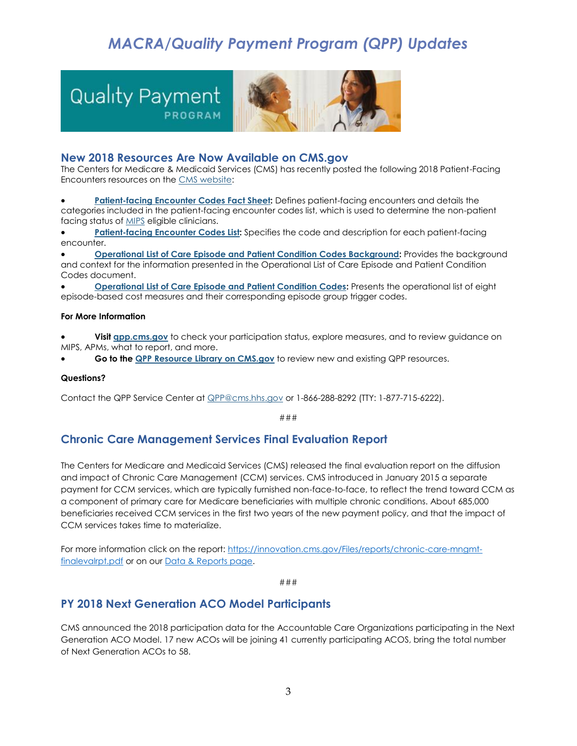# MACRA/Quality Payment Program (QPP) Updates

## New 2018 Resources Are Now Available on CMS.gov

The Centers for Medicare & Medicaid Services (CMS) has recently posted the following 2018 Patient-Facing Encounters resources on the CMS website:

- **Patient-facing Encounter Codes Fact Sheet:** Defines patient-facing encounters and details the categories included in the patient-facing encounter codes list, which is used to determine the non-patient facing status of MIPS eligible clinicians.
- **Patient-facing Encounter Codes List:** Specifies the code and description for each patient-facing encounter.
- **Operational List of Care Episode and Patient Condition Codes Background:** Provides the background and context for the information presented in the Operational List of Care Episode and Patient Condition Codes document.
- **Operational List of Care Episode and Patient Condition Codes:** Presents the operational list of eight episode-based cost measures and their corresponding episode group trigger codes.

**For More Information**

- **Visit qpp.cms.gov** to check your participation status, explore measures, and to review guidance on MIPS, APMs, what to report, and more.
- **Go to the QPP Resource Library on CMS.gov** to review new and existing QPP resources.

**Questions?**

Contact the QPP Service Center at QPP@cms.hhs.gov or 1-866-288-8292 (TTY: 1-877-715-6222).

###

## Chronic Care Management Services Final Evaluation Report

The Centers for Medicare and Medicaid Services (CMS) released the final evaluation report on the diffusion and impact of Chronic Care Management (CCM) services. CMS introduced in January 2015 a separate payment for CCM services, which are typically furnished non-face-to-face, to reflect the trend toward CCM as a component of primary care for Medicare beneficiaries with multiple chronic conditions. About 685,000 beneficiaries received CCM services in the first two years of the new payment policy, and that the impact of CCM services takes time to materialize.

For more information click on the report: https://innovation.cms.gov/Files/reports/chronic-care-mngmt-finalevalrpt.pdf or on our Data & Reports page.

###

## PY 2018 Next Generation ACO Model Participants

CMS announced the 2018 participation data for the Accountable Care Organizations participating in the Next Generation ACO Model. 17 new ACOs will be joining 41 currently participating ACOS, bring the total number of Next Generation ACOs to 58.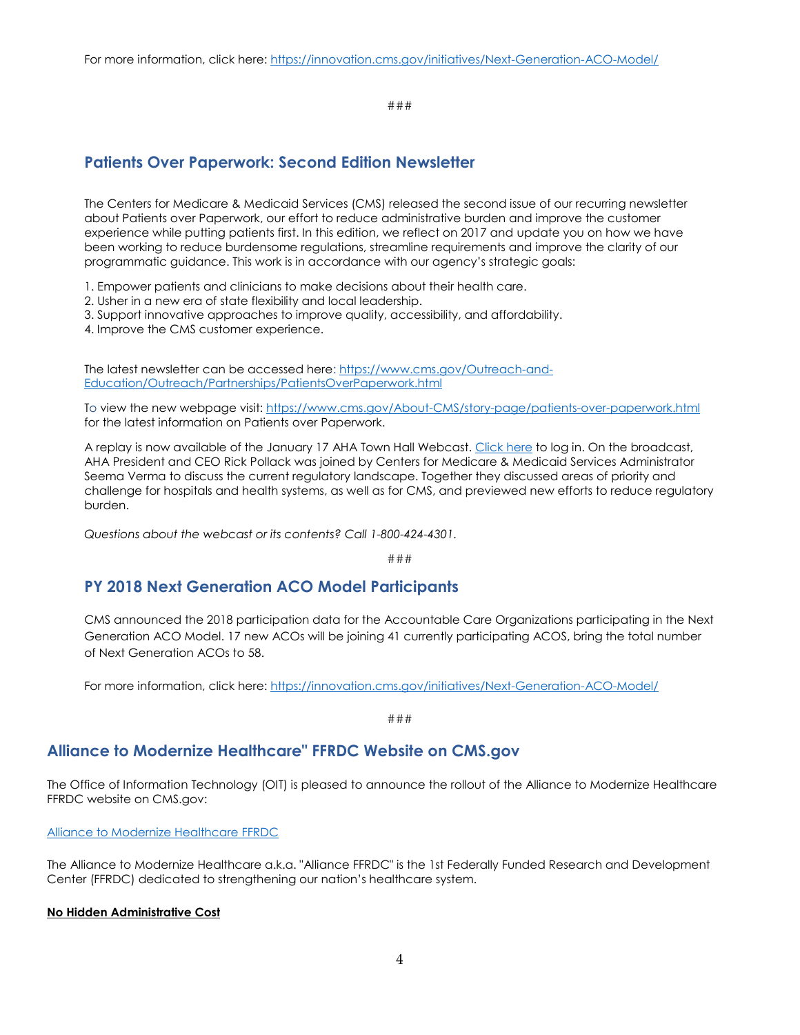For more information, click here: https://innovation.cms.gov/initiatives/Next-Generation-ACO-Model/

###

## Patients Over Paperwork: Second Edition Newsletter

The Centers for Medicare & Medicaid Services (CMS) released the second issue of our recurring newsletter about Patients over Paperwork, our effort to reduce administrative burden and improve the customer experience while putting patients first. In this edition, we reflect on 2017 and update you on how we have been working to reduce burdensome regulations, streamline requirements and improve the clarity of our programmatic guidance. This work is in accordance with our agency's strategic goals:

1. Empower patients and clinicians to make decisions about their health care.
2. Usher in a new era of state flexibility and local leadership.
3. Support innovative approaches to improve quality, accessibility, and affordability.
4. Improve the CMS customer experience.

The latest newsletter can be accessed here: https://www.cms.gov/Outreach-and-Education/Outreach/Partnerships/PatientsOverPaperwork.html

To view the new webpage visit: https://www.cms.gov/About-CMS/story-page/patients-over-paperwork.html for the latest information on Patients over Paperwork.

A replay is now available of the January 17 AHA Town Hall Webcast. Click here to log in. On the broadcast, AHA President and CEO Rick Pollack was joined by Centers for Medicare & Medicaid Services Administrator Seema Verma to discuss the current regulatory landscape. Together they discussed areas of priority and challenge for hospitals and health systems, as well as for CMS, and previewed new efforts to reduce regulatory burden.

*Questions about the webcast or its contents? Call 1-800-424-4301.*

###

## PY 2018 Next Generation ACO Model Participants

CMS announced the 2018 participation data for the Accountable Care Organizations participating in the Next Generation ACO Model. 17 new ACOs will be joining 41 currently participating ACOS, bring the total number of Next Generation ACOs to 58.

For more information, click here: https://innovation.cms.gov/initiatives/Next-Generation-ACO-Model/

###

## Alliance to Modernize Healthcare" FFRDC Website on CMS.gov

The Office of Information Technology (OIT) is pleased to announce the rollout of the Alliance to Modernize Healthcare FFRDC website on CMS.gov:

Alliance to Modernize Healthcare FFRDC

The Alliance to Modernize Healthcare a.k.a. "Alliance FFRDC" is the 1st Federally Funded Research and Development Center (FFRDC) dedicated to strengthening our nation's healthcare system.

**No Hidden Administrative Cost**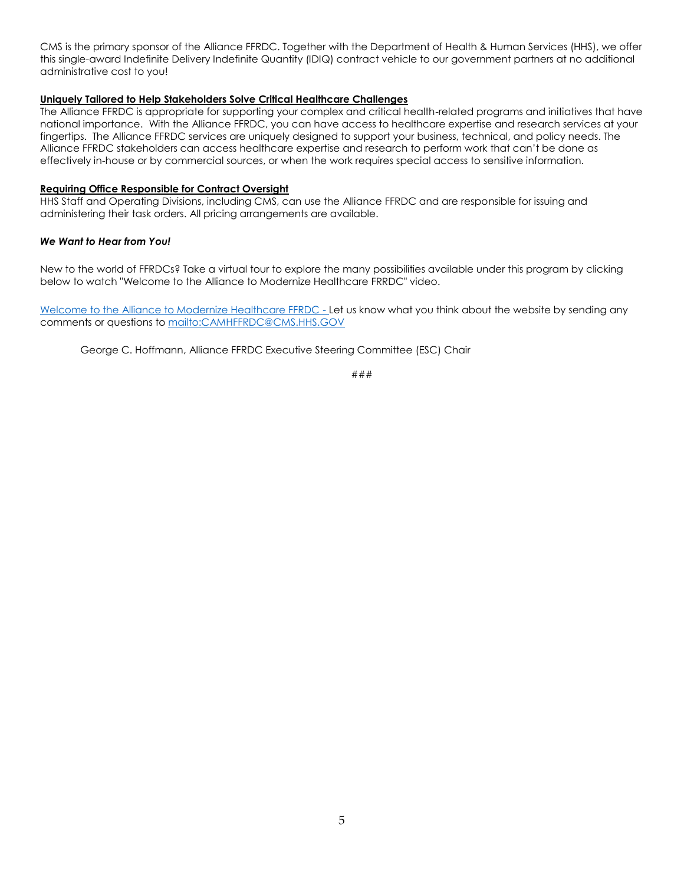CMS is the primary sponsor of the Alliance FFRDC. Together with the Department of Health & Human Services (HHS), we offer this single-award Indefinite Delivery Indefinite Quantity (IDIQ) contract vehicle to our government partners at no additional administrative cost to you!

**Uniquely Tailored to Help Stakeholders Solve Critical Healthcare Challenges**

The Alliance FFRDC is appropriate for supporting your complex and critical health-related programs and initiatives that have national importance. With the Alliance FFRDC, you can have access to healthcare expertise and research services at your fingertips. The Alliance FFRDC services are uniquely designed to support your business, technical, and policy needs. The Alliance FFRDC stakeholders can access healthcare expertise and research to perform work that can't be done as effectively in-house or by commercial sources, or when the work requires special access to sensitive information.

**Requiring Office Responsible for Contract Oversight**

HHS Staff and Operating Divisions, including CMS, can use the Alliance FFRDC and are responsible for issuing and administering their task orders. All pricing arrangements are available.

***We Want to Hear from You!***

New to the world of FFRDCs? Take a virtual tour to explore the many possibilities available under this program by clicking below to watch "Welcome to the Alliance to Modernize Healthcare FRRDC" video.

Welcome to the Alliance to Modernize Healthcare FFRDC - Let us know what you think about the website by sending any comments or questions to mailto:CAMHFFRDC@CMS.HHS.GOV

George C. Hoffmann, Alliance FFRDC Executive Steering Committee (ESC) Chair

###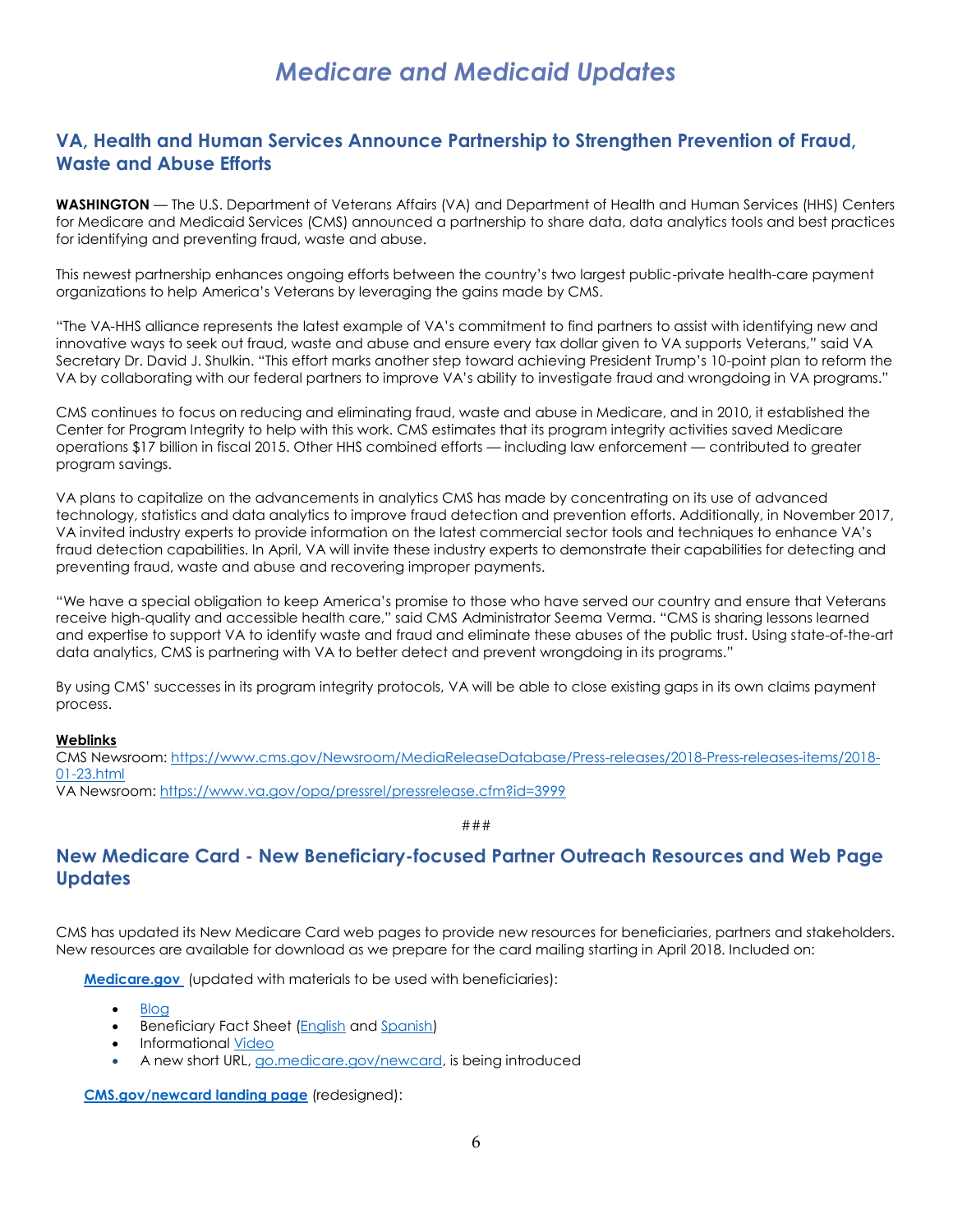# *Medicare and Medicaid Updates*

## VA, Health and Human Services Announce Partnership to Strengthen Prevention of Fraud, Waste and Abuse Efforts

**WASHINGTON** — The U.S. Department of Veterans Affairs (VA) and Department of Health and Human Services (HHS) Centers for Medicare and Medicaid Services (CMS) announced a partnership to share data, data analytics tools and best practices for identifying and preventing fraud, waste and abuse.

This newest partnership enhances ongoing efforts between the country's two largest public-private health-care payment organizations to help America's Veterans by leveraging the gains made by CMS.

"The VA-HHS alliance represents the latest example of VA's commitment to find partners to assist with identifying new and innovative ways to seek out fraud, waste and abuse and ensure every tax dollar given to VA supports Veterans," said VA Secretary Dr. David J. Shulkin. "This effort marks another step toward achieving President Trump's 10-point plan to reform the VA by collaborating with our federal partners to improve VA's ability to investigate fraud and wrongdoing in VA programs."

CMS continues to focus on reducing and eliminating fraud, waste and abuse in Medicare, and in 2010, it established the Center for Program Integrity to help with this work. CMS estimates that its program integrity activities saved Medicare operations $17 billion in fiscal 2015. Other HHS combined efforts — including law enforcement — contributed to greater program savings.

VA plans to capitalize on the advancements in analytics CMS has made by concentrating on its use of advanced technology, statistics and data analytics to improve fraud detection and prevention efforts. Additionally, in November 2017, VA invited industry experts to provide information on the latest commercial sector tools and techniques to enhance VA's fraud detection capabilities. In April, VA will invite these industry experts to demonstrate their capabilities for detecting and preventing fraud, waste and abuse and recovering improper payments.

"We have a special obligation to keep America's promise to those who have served our country and ensure that Veterans receive high-quality and accessible health care," said CMS Administrator Seema Verma. "CMS is sharing lessons learned and expertise to support VA to identify waste and fraud and eliminate these abuses of the public trust. Using state-of-the-art data analytics, CMS is partnering with VA to better detect and prevent wrongdoing in its programs."

By using CMS' successes in its program integrity protocols, VA will be able to close existing gaps in its own claims payment process.

**Weblinks**
CMS Newsroom: https://www.cms.gov/Newsroom/MediaReleaseDatabase/Press-releases/2018-Press-releases-items/2018-01-23.html
VA Newsroom: https://www.va.gov/opa/pressrel/pressrelease.cfm?id=3999

###

## New Medicare Card - New Beneficiary-focused Partner Outreach Resources and Web Page Updates

CMS has updated its New Medicare Card web pages to provide new resources for beneficiaries, partners and stakeholders. New resources are available for download as we prepare for the card mailing starting in April 2018. Included on:

**Medicare.gov** (updated with materials to be used with beneficiaries):

- Blog
- Beneficiary Fact Sheet (English and Spanish)
- Informational Video
- A new short URL, go.medicare.gov/newcard, is being introduced

**CMS.gov/newcard landing page** (redesigned):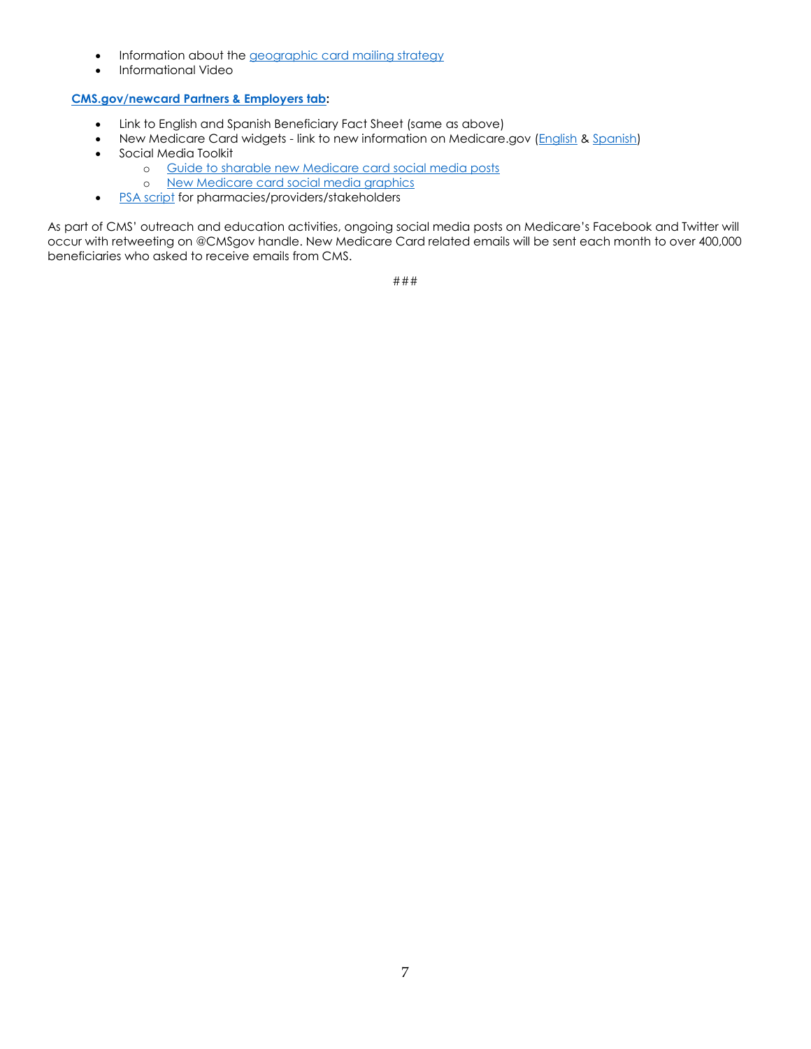- Information about the geographic card mailing strategy
- Informational Video

**CMS.gov/newcard Partners & Employers tab:**

- Link to English and Spanish Beneficiary Fact Sheet (same as above)
- New Medicare Card widgets - link to new information on Medicare.gov (English & Spanish)
- Social Media Toolkit
  - Guide to sharable new Medicare card social media posts
  - New Medicare card social media graphics
- PSA script for pharmacies/providers/stakeholders

As part of CMS' outreach and education activities, ongoing social media posts on Medicare's Facebook and Twitter will occur with retweeting on @CMSgov handle. New Medicare Card related emails will be sent each month to over 400,000 beneficiaries who asked to receive emails from CMS.

###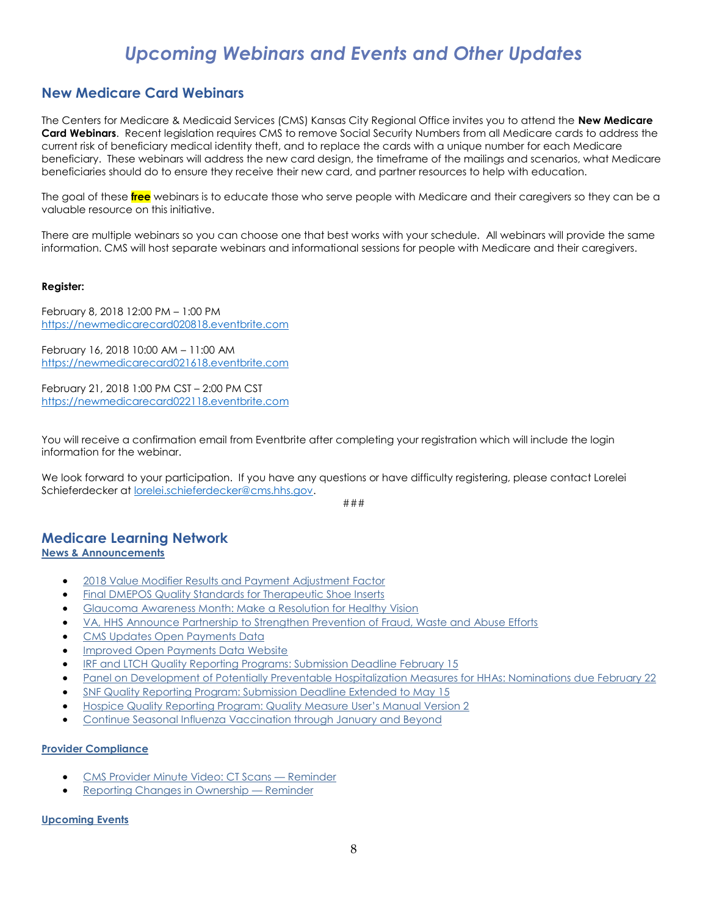# *Upcoming Webinars and Events and Other Updates*

## New Medicare Card Webinars

The Centers for Medicare & Medicaid Services (CMS) Kansas City Regional Office invites you to attend the **New Medicare Card Webinars**. Recent legislation requires CMS to remove Social Security Numbers from all Medicare cards to address the current risk of beneficiary medical identity theft, and to replace the cards with a unique number for each Medicare beneficiary. These webinars will address the new card design, the timeframe of the mailings and scenarios, what Medicare beneficiaries should do to ensure they receive their new card, and partner resources to help with education.

The goal of these **free** webinars is to educate those who serve people with Medicare and their caregivers so they can be a valuable resource on this initiative.

There are multiple webinars so you can choose one that best works with your schedule. All webinars will provide the same information. CMS will host separate webinars and informational sessions for people with Medicare and their caregivers.

**Register:**

February 8, 2018 12:00 PM – 1:00 PM
https://newmedicarecard020818.eventbrite.com

February 16, 2018 10:00 AM – 11:00 AM
https://newmedicarecard021618.eventbrite.com

February 21, 2018 1:00 PM CST – 2:00 PM CST
https://newmedicarecard022118.eventbrite.com

You will receive a confirmation email from Eventbrite after completing your registration which will include the login information for the webinar.

We look forward to your participation. If you have any questions or have difficulty registering, please contact Lorelei Schieferdecker at lorelei.schieferdecker@cms.hhs.gov.

###

## Medicare Learning Network

**News & Announcements**

- 2018 Value Modifier Results and Payment Adjustment Factor
- Final DMEPOS Quality Standards for Therapeutic Shoe Inserts
- Glaucoma Awareness Month: Make a Resolution for Healthy Vision
- VA, HHS Announce Partnership to Strengthen Prevention of Fraud, Waste and Abuse Efforts
- CMS Updates Open Payments Data
- Improved Open Payments Data Website
- IRF and LTCH Quality Reporting Programs: Submission Deadline February 15
- Panel on Development of Potentially Preventable Hospitalization Measures for HHAs: Nominations due February 22
- SNF Quality Reporting Program: Submission Deadline Extended to May 15
- Hospice Quality Reporting Program: Quality Measure User's Manual Version 2
- Continue Seasonal Influenza Vaccination through January and Beyond

**Provider Compliance**

- CMS Provider Minute Video: CT Scans — Reminder
- Reporting Changes in Ownership — Reminder

**Upcoming Events**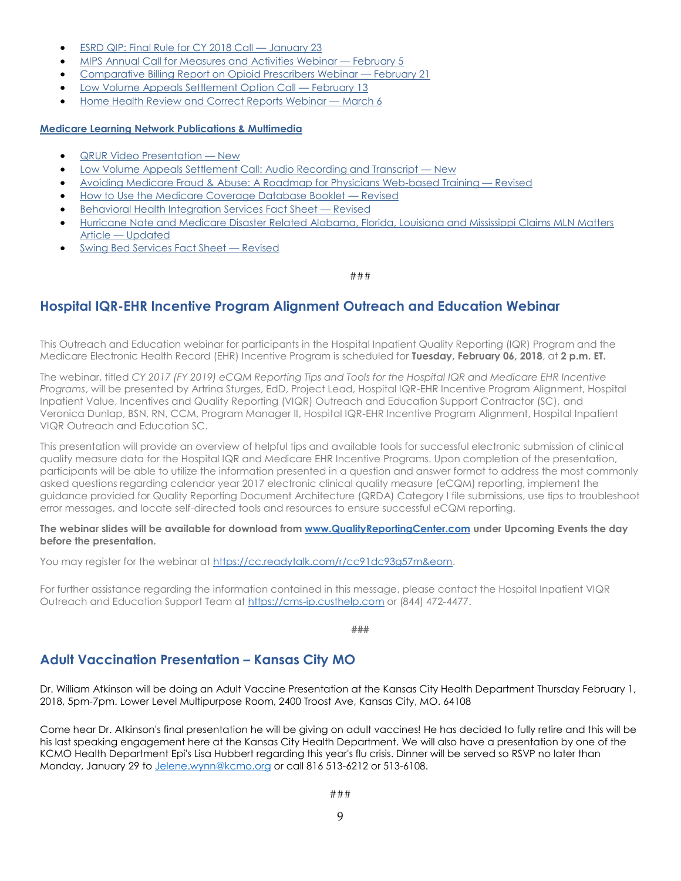- ESRD QIP: Final Rule for CY 2018 Call — January 23
- MIPS Annual Call for Measures and Activities Webinar — February 5
- Comparative Billing Report on Opioid Prescribers Webinar — February 21
- Low Volume Appeals Settlement Option Call — February 13
- Home Health Review and Correct Reports Webinar — March 6

**Medicare Learning Network Publications & Multimedia**

- QRUR Video Presentation — New
- Low Volume Appeals Settlement Call: Audio Recording and Transcript — New
- Avoiding Medicare Fraud & Abuse: A Roadmap for Physicians Web-based Training — Revised
- How to Use the Medicare Coverage Database Booklet — Revised
- Behavioral Health Integration Services Fact Sheet — Revised
- Hurricane Nate and Medicare Disaster Related Alabama, Florida, Louisiana and Mississippi Claims MLN Matters Article — Updated
- Swing Bed Services Fact Sheet — Revised

###

## Hospital IQR-EHR Incentive Program Alignment Outreach and Education Webinar

This Outreach and Education webinar for participants in the Hospital Inpatient Quality Reporting (IQR) Program and the Medicare Electronic Health Record (EHR) Incentive Program is scheduled for **Tuesday, February 06, 2018**, at **2 p.m. ET.**

The webinar, titled *CY 2017 (FY 2019) eCQM Reporting Tips and Tools for the Hospital IQR and Medicare EHR Incentive Programs*, will be presented by Artrina Sturges, EdD, Project Lead, Hospital IQR-EHR Incentive Program Alignment, Hospital Inpatient Value, Incentives and Quality Reporting (VIQR) Outreach and Education Support Contractor (SC), and Veronica Dunlap, BSN, RN, CCM, Program Manager II, Hospital IQR-EHR Incentive Program Alignment, Hospital Inpatient VIQR Outreach and Education SC.

This presentation will provide an overview of helpful tips and available tools for successful electronic submission of clinical quality measure data for the Hospital IQR and Medicare EHR Incentive Programs. Upon completion of the presentation, participants will be able to utilize the information presented in a question and answer format to address the most commonly asked questions regarding calendar year 2017 electronic clinical quality measure (eCQM) reporting, implement the guidance provided for Quality Reporting Document Architecture (QRDA) Category I file submissions, use tips to troubleshoot error messages, and locate self-directed tools and resources to ensure successful eCQM reporting.

**The webinar slides will be available for download from www.QualityReportingCenter.com under Upcoming Events the day before the presentation.**

You may register for the webinar at https://cc.readytalk.com/r/cc91dc93g57m&eom.

For further assistance regarding the information contained in this message, please contact the Hospital Inpatient VIQR Outreach and Education Support Team at https://cms-ip.custhelp.com or (844) 472-4477.

###

## Adult Vaccination Presentation – Kansas City MO

Dr. William Atkinson will be doing an Adult Vaccine Presentation at the Kansas City Health Department Thursday February 1, 2018, 5pm-7pm. Lower Level Multipurpose Room, 2400 Troost Ave, Kansas City, MO. 64108

Come hear Dr. Atkinson's final presentation he will be giving on adult vaccines! He has decided to fully retire and this will be his last speaking engagement here at the Kansas City Health Department. We will also have a presentation by one of the KCMO Health Department Epi's Lisa Hubbert regarding this year's flu crisis. Dinner will be served so RSVP no later than Monday, January 29 to Jelene.wynn@kcmo.org or call 816 513-6212 or 513-6108.

###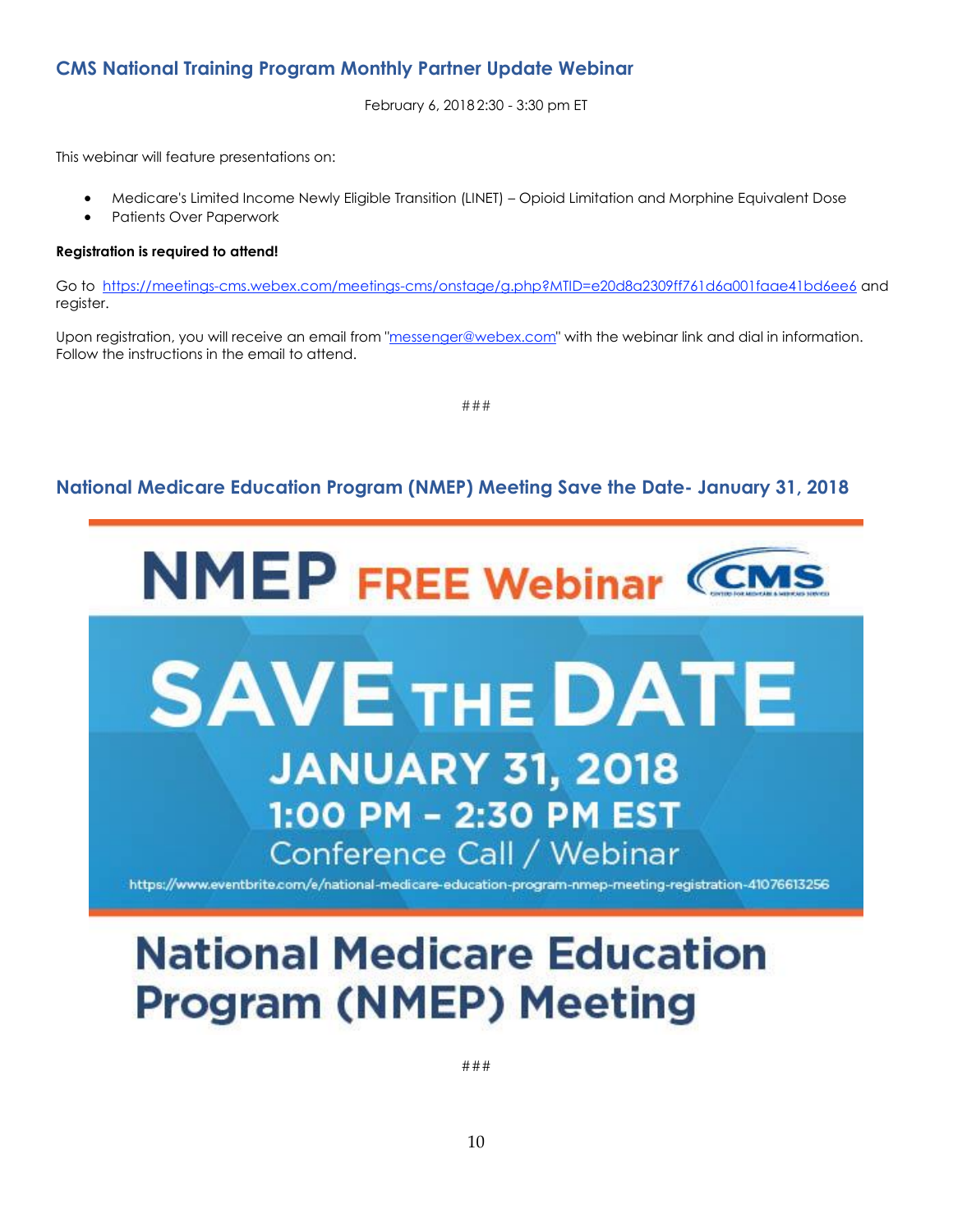## CMS National Training Program Monthly Partner Update Webinar

February 6, 2018 2:30 - 3:30 pm ET

This webinar will feature presentations on:

- Medicare's Limited Income Newly Eligible Transition (LINET) – Opioid Limitation and Morphine Equivalent Dose
- Patients Over Paperwork

**Registration is required to attend!**

Go to https://meetings-cms.webex.com/meetings-cms/onstage/g.php?MTID=e20d8a2309ff761d6a001faae41bd6ee6 and register.

Upon registration, you will receive an email from "messenger@webex.com" with the webinar link and dial in information. Follow the instructions in the email to attend.

###

## National Medicare Education Program (NMEP) Meeting Save the Date- January 31, 2018

NMEP FREE Webinar CMS

SAVE THE DATE

JANUARY 31, 2018

1:00 PM – 2:30 PM EST

Conference Call / Webinar

https://www.eventbrite.com/e/national-medicare-education-program-nmep-meeting-registration-41076613256

National Medicare Education Program (NMEP) Meeting

###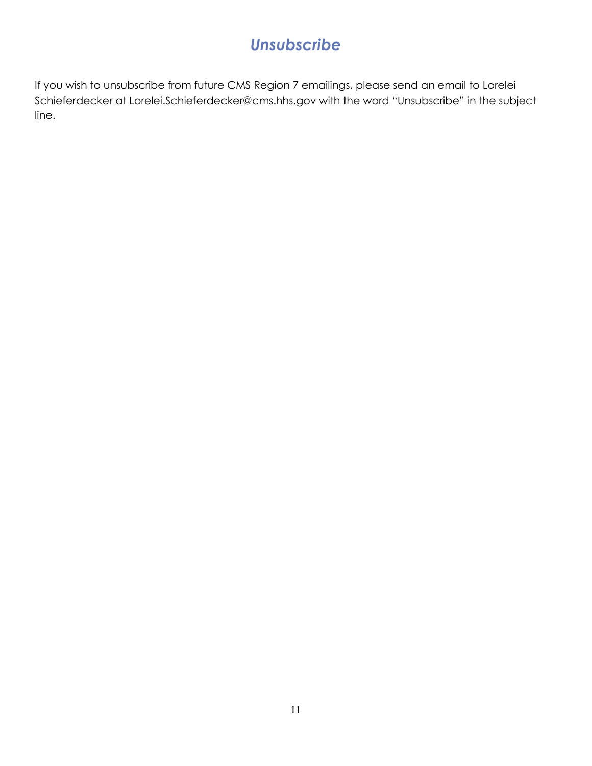## *Unsubscribe*

If you wish to unsubscribe from future CMS Region 7 emailings, please send an email to Lorelei Schieferdecker at Lorelei.Schieferdecker@cms.hhs.gov with the word "Unsubscribe" in the subject line.